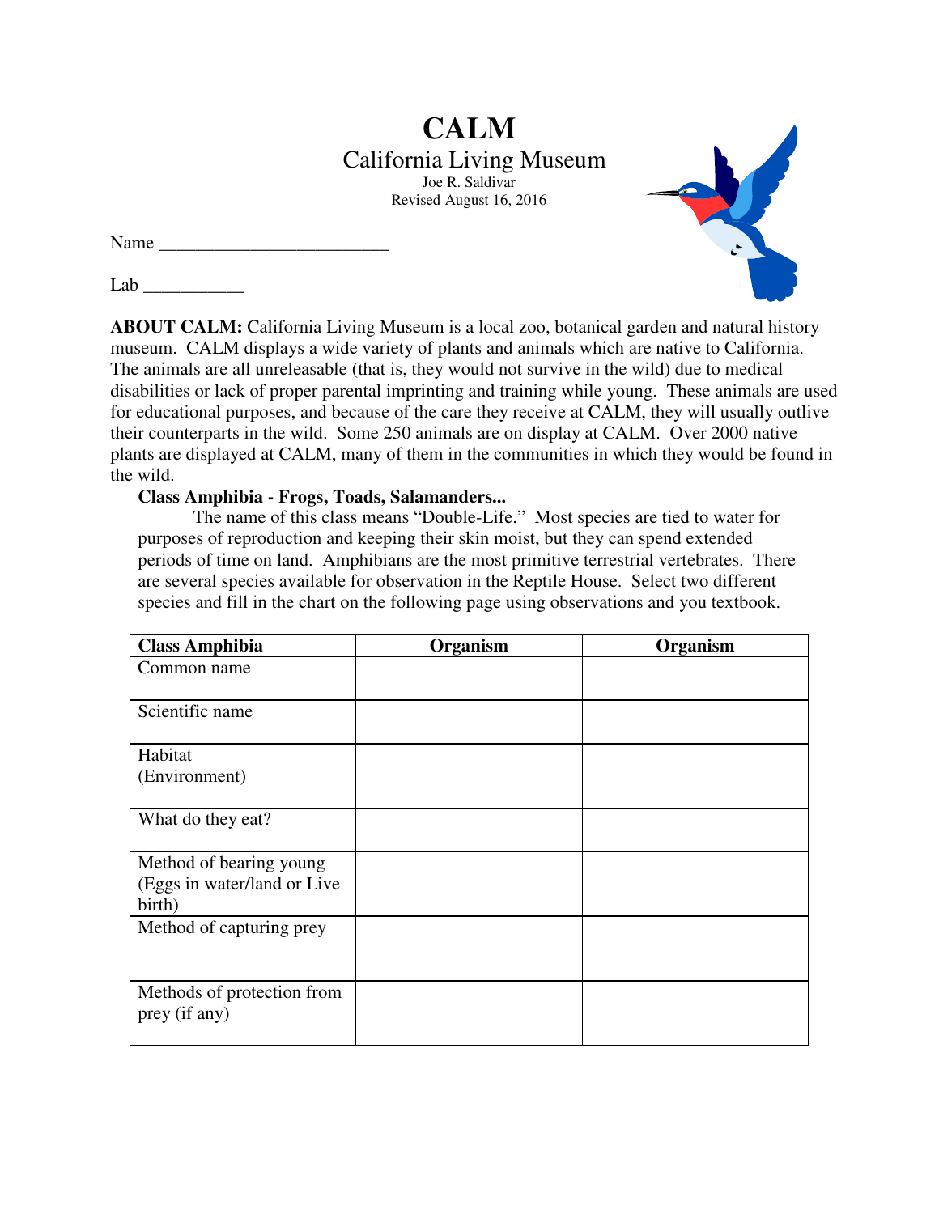# CALM

## California Living Museum

Joe R. Saldivar
Revised August 16, 2016

Name __________________________

Lab ___________

**ABOUT CALM:** California Living Museum is a local zoo, botanical garden and natural history museum. CALM displays a wide variety of plants and animals which are native to California. The animals are all unreleasable (that is, they would not survive in the wild) due to medical disabilities or lack of proper parental imprinting and training while young. These animals are used for educational purposes, and because of the care they receive at CALM, they will usually outlive their counterparts in the wild. Some 250 animals are on display at CALM. Over 2000 native plants are displayed at CALM, many of them in the communities in which they would be found in the wild.

**Class Amphibia - Frogs, Toads, Salamanders...**

The name of this class means "Double-Life." Most species are tied to water for purposes of reproduction and keeping their skin moist, but they can spend extended periods of time on land. Amphibians are the most primitive terrestrial vertebrates. There are several species available for observation in the Reptile House. Select two different species and fill in the chart on the following page using observations and you textbook.

| **Class Amphibia** | **Organism** | **Organism** |
|---|---|---|
| Common name | | |
| Scientific name | | |
| Habitat (Environment) | | |
| What do they eat? | | |
| Method of bearing young (Eggs in water/land or Live birth) | | |
| Method of capturing prey | | |
| Methods of protection from prey (if any) | | |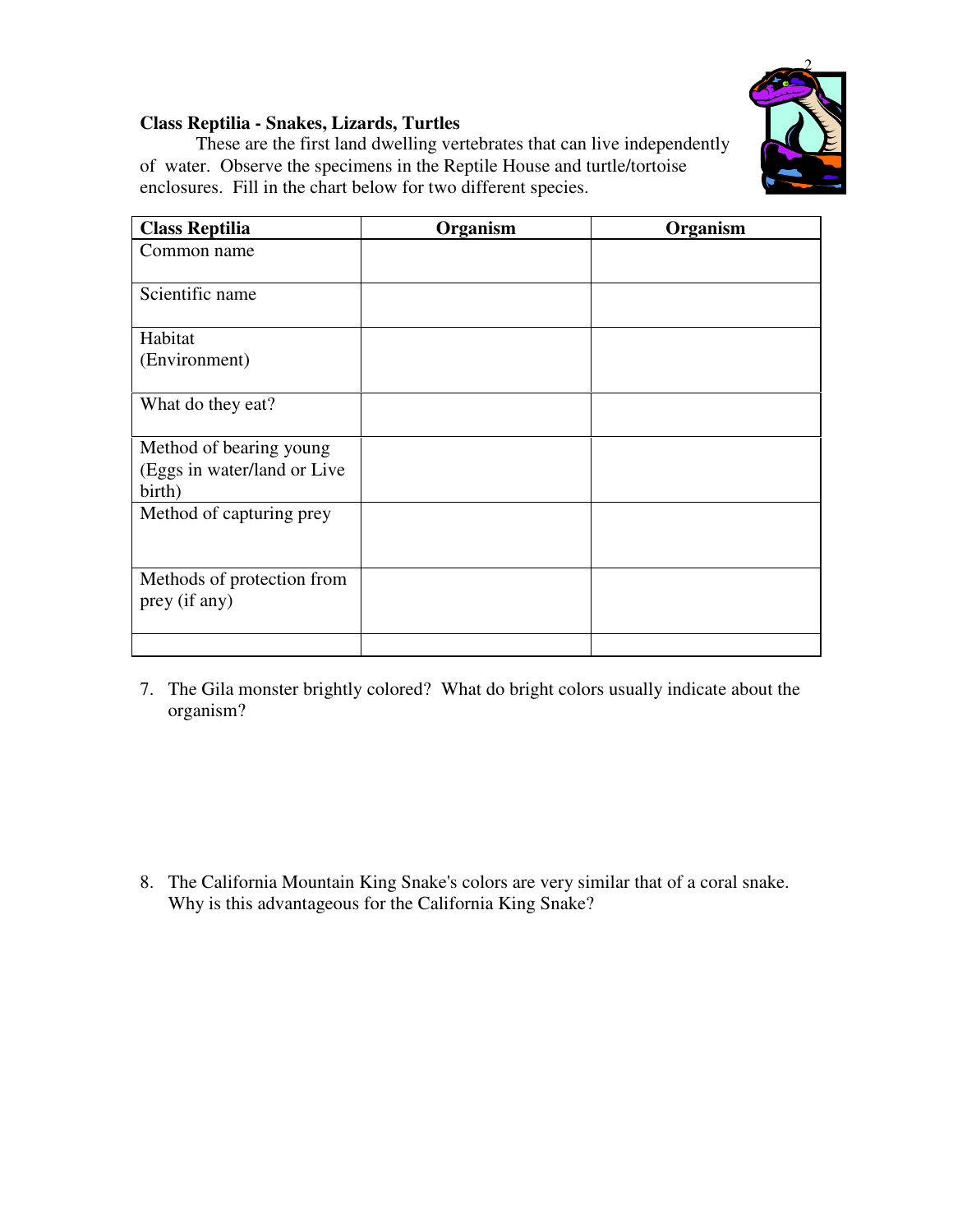**Class Reptilia - Snakes, Lizards, Turtles**

These are the first land dwelling vertebrates that can live independently of water. Observe the specimens in the Reptile House and turtle/tortoise enclosures. Fill in the chart below for two different species.

| Class Reptilia | Organism | Organism |
|---|---|---|
| Common name | | |
| Scientific name | | |
| Habitat (Environment) | | |
| What do they eat? | | |
| Method of bearing young (Eggs in water/land or Live birth) | | |
| Method of capturing prey | | |
| Methods of protection from prey (if any) | | |
| | | |

7. The Gila monster brightly colored? What do bright colors usually indicate about the organism?

8. The California Mountain King Snake's colors are very similar that of a coral snake. Why is this advantageous for the California King Snake?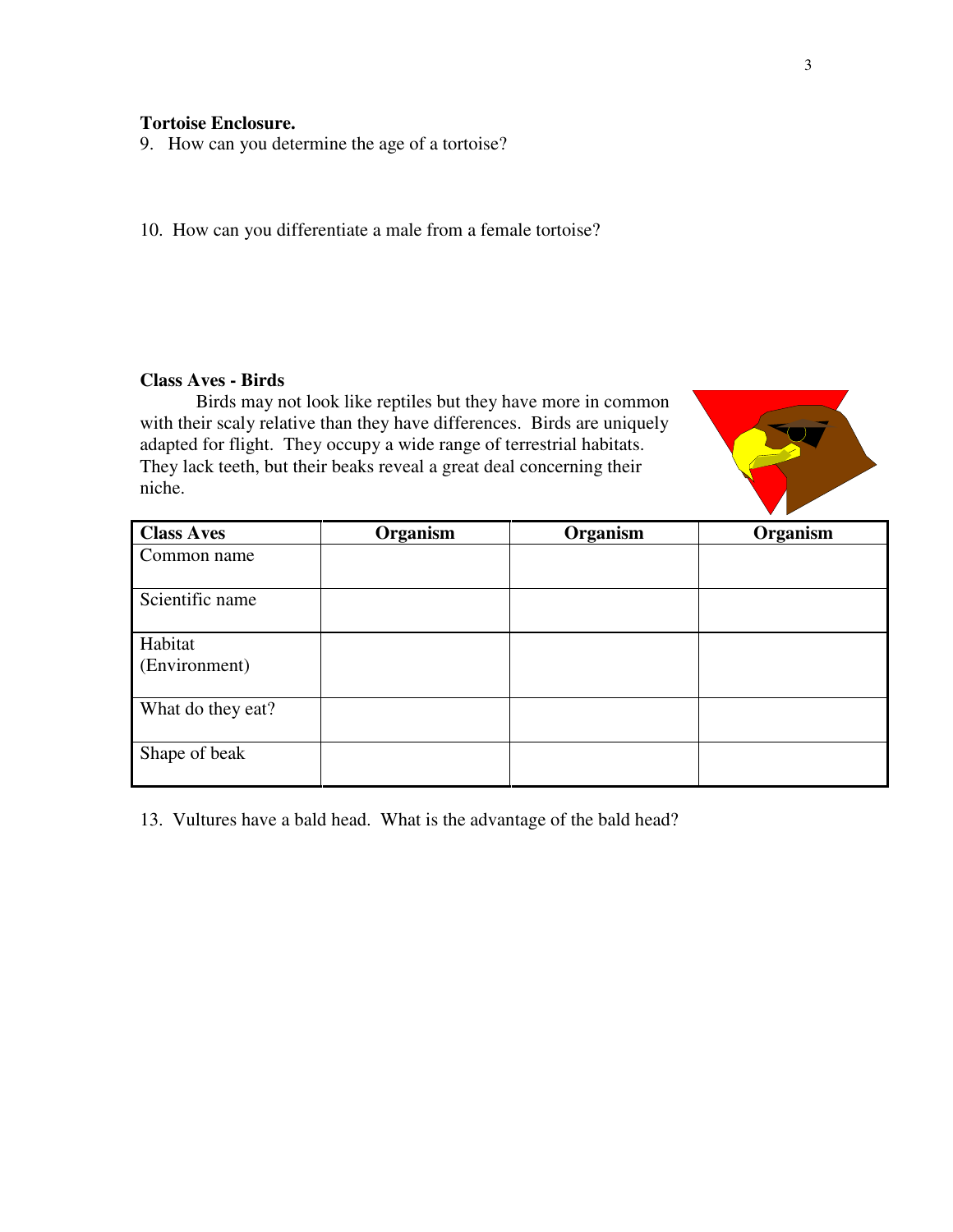**Tortoise Enclosure.**

9. How can you determine the age of a tortoise?

10. How can you differentiate a male from a female tortoise?

**Class Aves - Birds**

Birds may not look like reptiles but they have more in common with their scaly relative than they have differences. Birds are uniquely adapted for flight. They occupy a wide range of terrestrial habitats. They lack teeth, but their beaks reveal a great deal concerning their niche.

| Class Aves | Organism | Organism | Organism |
|---|---|---|---|
| Common name | | | |
| Scientific name | | | |
| Habitat (Environment) | | | |
| What do they eat? | | | |
| Shape of beak | | | |

13. Vultures have a bald head. What is the advantage of the bald head?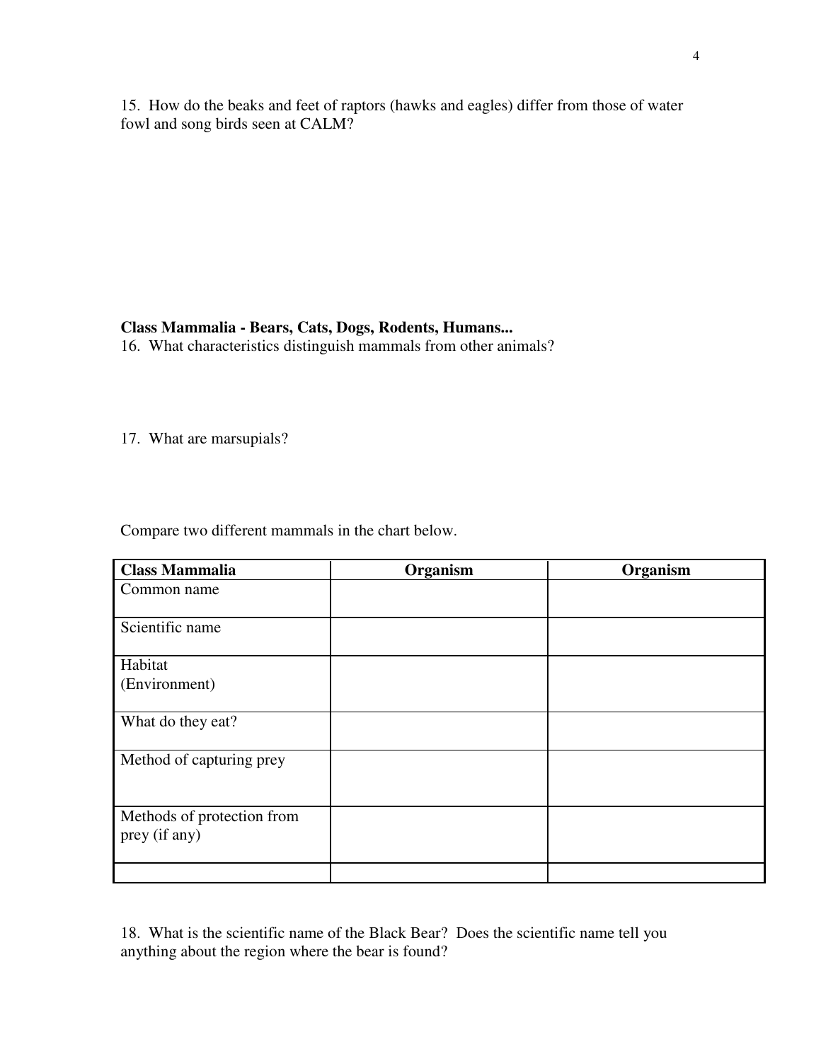15. How do the beaks and feet of raptors (hawks and eagles) differ from those of water fowl and song birds seen at CALM?

**Class Mammalia - Bears, Cats, Dogs, Rodents, Humans...**

16. What characteristics distinguish mammals from other animals?

17. What are marsupials?

Compare two different mammals in the chart below.

| **Class Mammalia** | **Organism** | **Organism** |
|---|---|---|
| Common name | | |
| Scientific name | | |
| Habitat (Environment) | | |
| What do they eat? | | |
| Method of capturing prey | | |
| Methods of protection from prey (if any) | | |
| | | |

18. What is the scientific name of the Black Bear? Does the scientific name tell you anything about the region where the bear is found?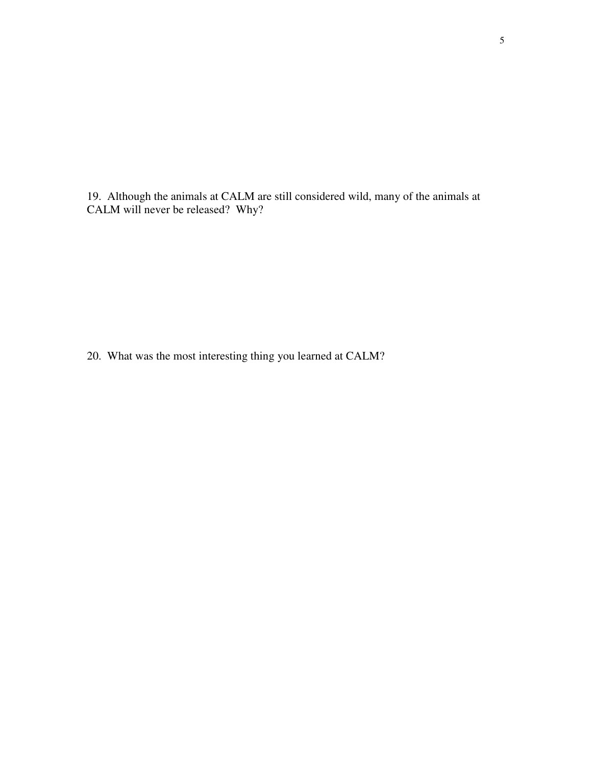19. Although the animals at CALM are still considered wild, many of the animals at CALM will never be released? Why?

20. What was the most interesting thing you learned at CALM?